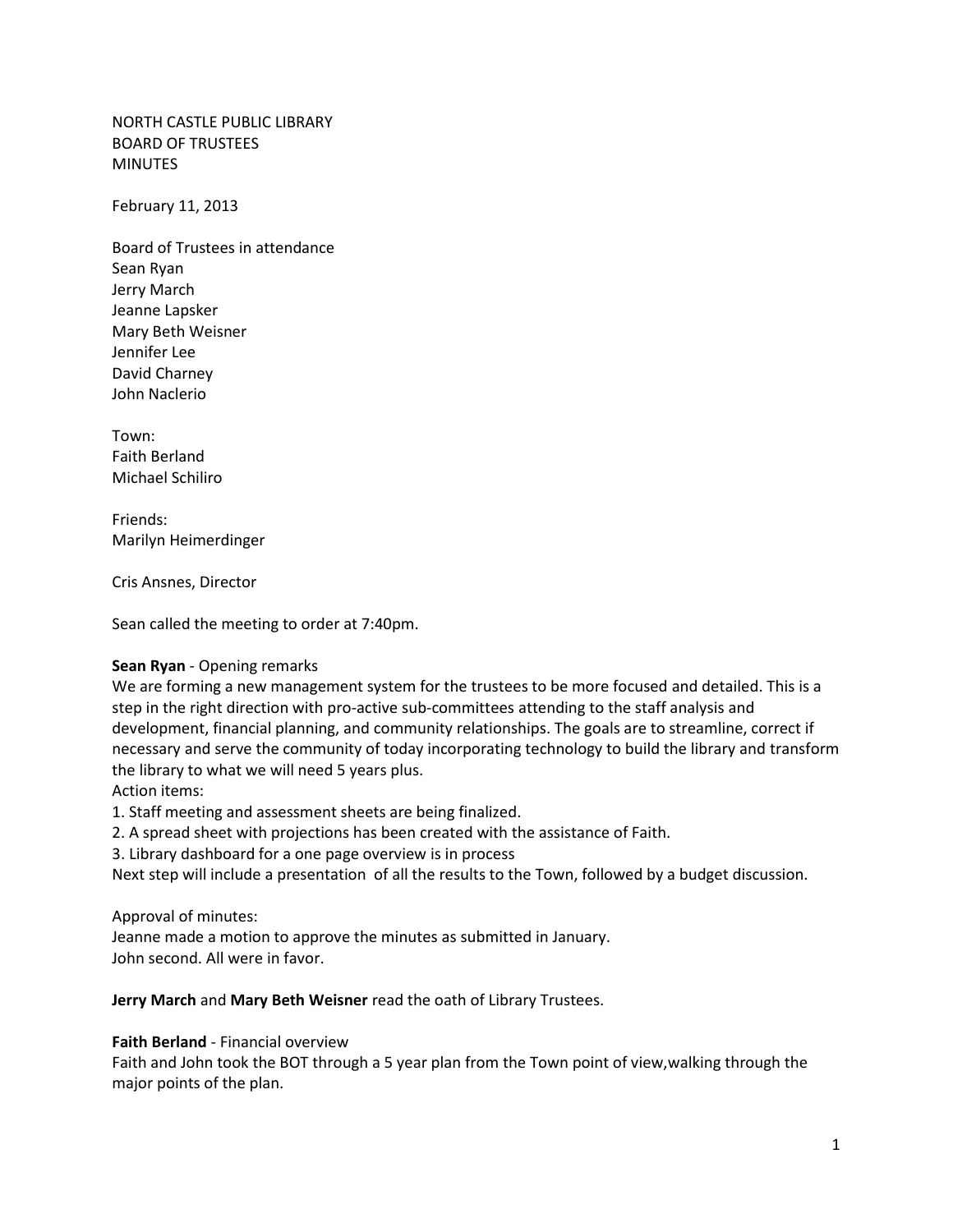NORTH CASTLE PUBLIC LIBRARY
BOARD OF TRUSTEES
MINUTES

February 11, 2013

Board of Trustees in attendance
Sean Ryan
Jerry March
Jeanne Lapsker
Mary Beth Weisner
Jennifer Lee
David Charney
John Naclerio

Town:
Faith Berland
Michael Schiliro

Friends:
Marilyn Heimerdinger

Cris Ansnes, Director

Sean called the meeting to order at 7:40pm.

**Sean Ryan** - Opening remarks
We are forming a new management system for the trustees to be more focused and detailed. This is a step in the right direction with pro-active sub-committees attending to the staff analysis and development, financial planning, and community relationships. The goals are to streamline, correct if necessary and serve the community of today incorporating technology to build the library and transform the library to what we will need 5 years plus.
Action items:

1. Staff meeting and assessment sheets are being finalized.
2. A spread sheet with projections has been created with the assistance of Faith.
3. Library dashboard for a one page overview is in process

Next step will include a presentation of all the results to the Town, followed by a budget discussion.

Approval of minutes:
Jeanne made a motion to approve the minutes as submitted in January.
John second. All were in favor.

**Jerry March** and **Mary Beth Weisner** read the oath of Library Trustees.

**Faith Berland** - Financial overview
Faith and John took the BOT through a 5 year plan from the Town point of view,walking through the major points of the plan.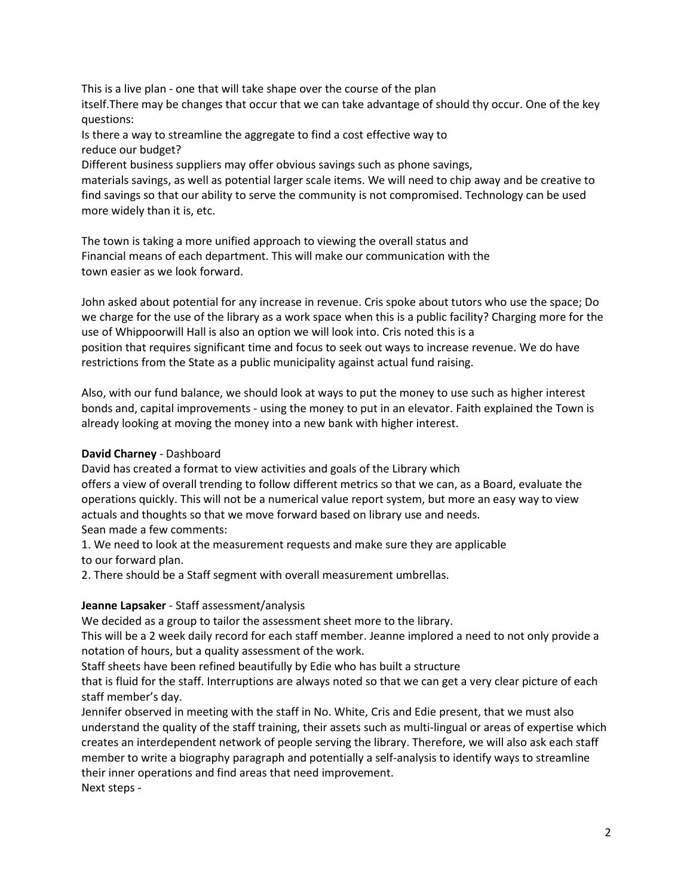This is a live plan - one that will take shape over the course of the plan itself.There may be changes that occur that we can take advantage of should thy occur. One of the key questions:

Is there a way to streamline the aggregate to find a cost effective way to reduce our budget?

Different business suppliers may offer obvious savings such as phone savings, materials savings, as well as potential larger scale items. We will need to chip away and be creative to find savings so that our ability to serve the community is not compromised. Technology can be used more widely than it is, etc.

The town is taking a more unified approach to viewing the overall status and Financial means of each department. This will make our communication with the town easier as we look forward.

John asked about potential for any increase in revenue. Cris spoke about tutors who use the space; Do we charge for the use of the library as a work space when this is a public facility? Charging more for the use of Whippoorwill Hall is also an option we will look into. Cris noted this is a position that requires significant time and focus to seek out ways to increase revenue. We do have restrictions from the State as a public municipality against actual fund raising.

Also, with our fund balance, we should look at ways to put the money to use such as higher interest bonds and, capital improvements - using the money to put in an elevator. Faith explained the Town is already looking at moving the money into a new bank with higher interest.

**David Charney** - Dashboard

David has created a format to view activities and goals of the Library which offers a view of overall trending to follow different metrics so that we can, as a Board, evaluate the operations quickly. This will not be a numerical value report system, but more an easy way to view actuals and thoughts so that we move forward based on library use and needs.

Sean made a few comments:

1. We need to look at the measurement requests and make sure they are applicable to our forward plan.
2. There should be a Staff segment with overall measurement umbrellas.

**Jeanne Lapsaker** - Staff assessment/analysis

We decided as a group to tailor the assessment sheet more to the library.

This will be a 2 week daily record for each staff member. Jeanne implored a need to not only provide a notation of hours, but a quality assessment of the work.

Staff sheets have been refined beautifully by Edie who has built a structure that is fluid for the staff. Interruptions are always noted so that we can get a very clear picture of each staff member's day.

Jennifer observed in meeting with the staff in No. White, Cris and Edie present, that we must also understand the quality of the staff training, their assets such as multi-lingual or areas of expertise which creates an interdependent network of people serving the library. Therefore, we will also ask each staff member to write a biography paragraph and potentially a self-analysis to identify ways to streamline their inner operations and find areas that need improvement.

Next steps -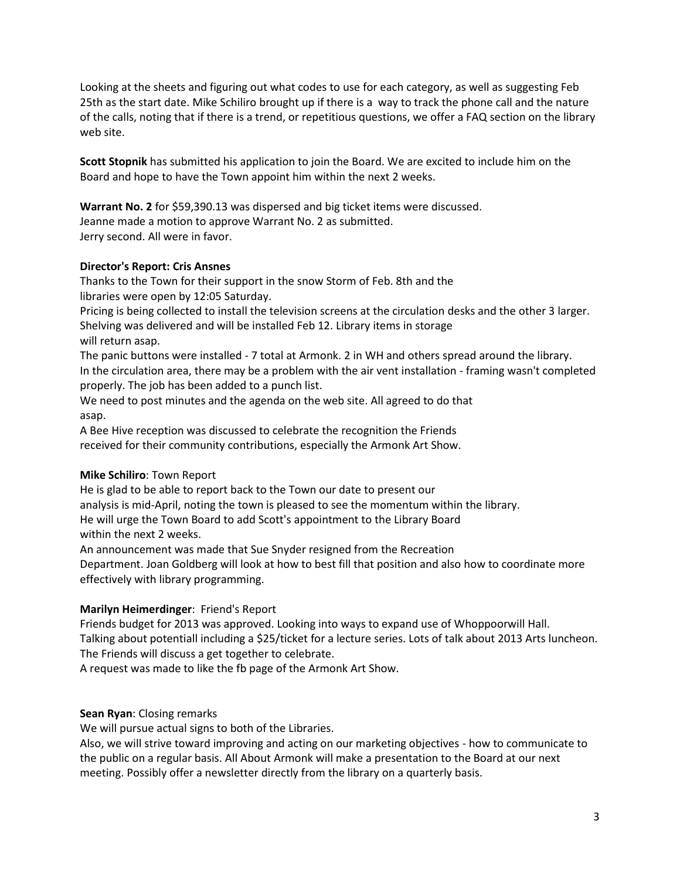Looking at the sheets and figuring out what codes to use for each category, as well as suggesting Feb 25th as the start date. Mike Schiliro brought up if there is a way to track the phone call and the nature of the calls, noting that if there is a trend, or repetitious questions, we offer a FAQ section on the library web site.

**Scott Stopnik** has submitted his application to join the Board. We are excited to include him on the Board and hope to have the Town appoint him within the next 2 weeks.

**Warrant No. 2** for $59,390.13 was dispersed and big ticket items were discussed.
Jeanne made a motion to approve Warrant No. 2 as submitted.
Jerry second. All were in favor.

**Director's Report: Cris Ansnes**
Thanks to the Town for their support in the snow Storm of Feb. 8th and the libraries were open by 12:05 Saturday.
Pricing is being collected to install the television screens at the circulation desks and the other 3 larger.
Shelving was delivered and will be installed Feb 12. Library items in storage will return asap.
The panic buttons were installed - 7 total at Armonk. 2 in WH and others spread around the library.
In the circulation area, there may be a problem with the air vent installation - framing wasn't completed properly. The job has been added to a punch list.
We need to post minutes and the agenda on the web site. All agreed to do that asap.
A Bee Hive reception was discussed to celebrate the recognition the Friends received for their community contributions, especially the Armonk Art Show.

**Mike Schiliro**: Town Report
He is glad to be able to report back to the Town our date to present our analysis is mid-April, noting the town is pleased to see the momentum within the library.
He will urge the Town Board to add Scott's appointment to the Library Board within the next 2 weeks.
An announcement was made that Sue Snyder resigned from the Recreation Department. Joan Goldberg will look at how to best fill that position and also how to coordinate more effectively with library programming.

**Marilyn Heimerdinger**: Friend's Report
Friends budget for 2013 was approved. Looking into ways to expand use of Whoppoorwill Hall.
Talking about potentiall including a $25/ticket for a lecture series. Lots of talk about 2013 Arts luncheon.
The Friends will discuss a get together to celebrate.
A request was made to like the fb page of the Armonk Art Show.

**Sean Ryan**: Closing remarks
We will pursue actual signs to both of the Libraries.
Also, we will strive toward improving and acting on our marketing objectives - how to communicate to the public on a regular basis. All About Armonk will make a presentation to the Board at our next meeting. Possibly offer a newsletter directly from the library on a quarterly basis.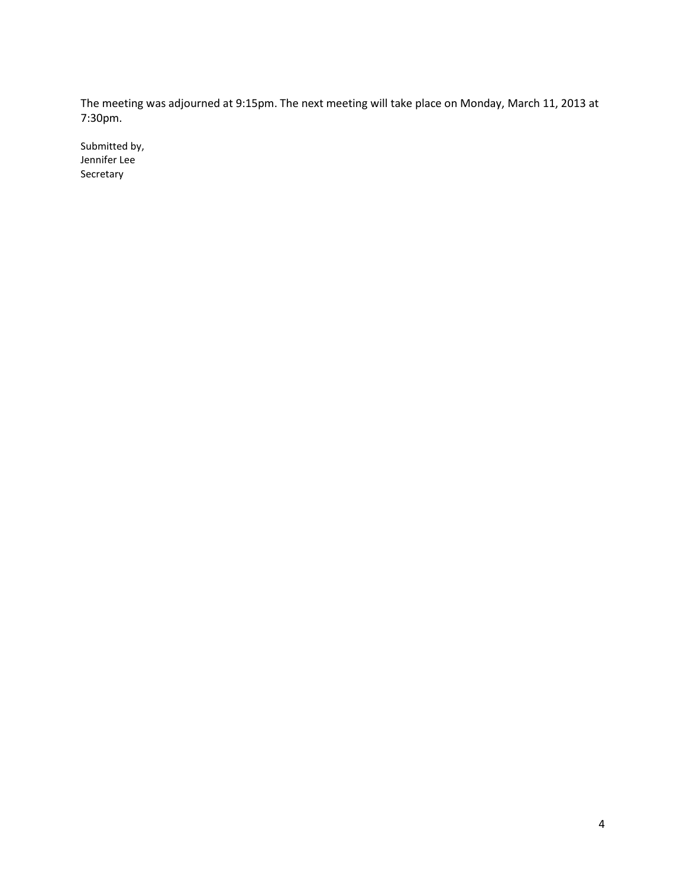The meeting was adjourned at 9:15pm. The next meeting will take place on Monday, March 11, 2013 at 7:30pm.

Submitted by,  
Jennifer Lee  
Secretary